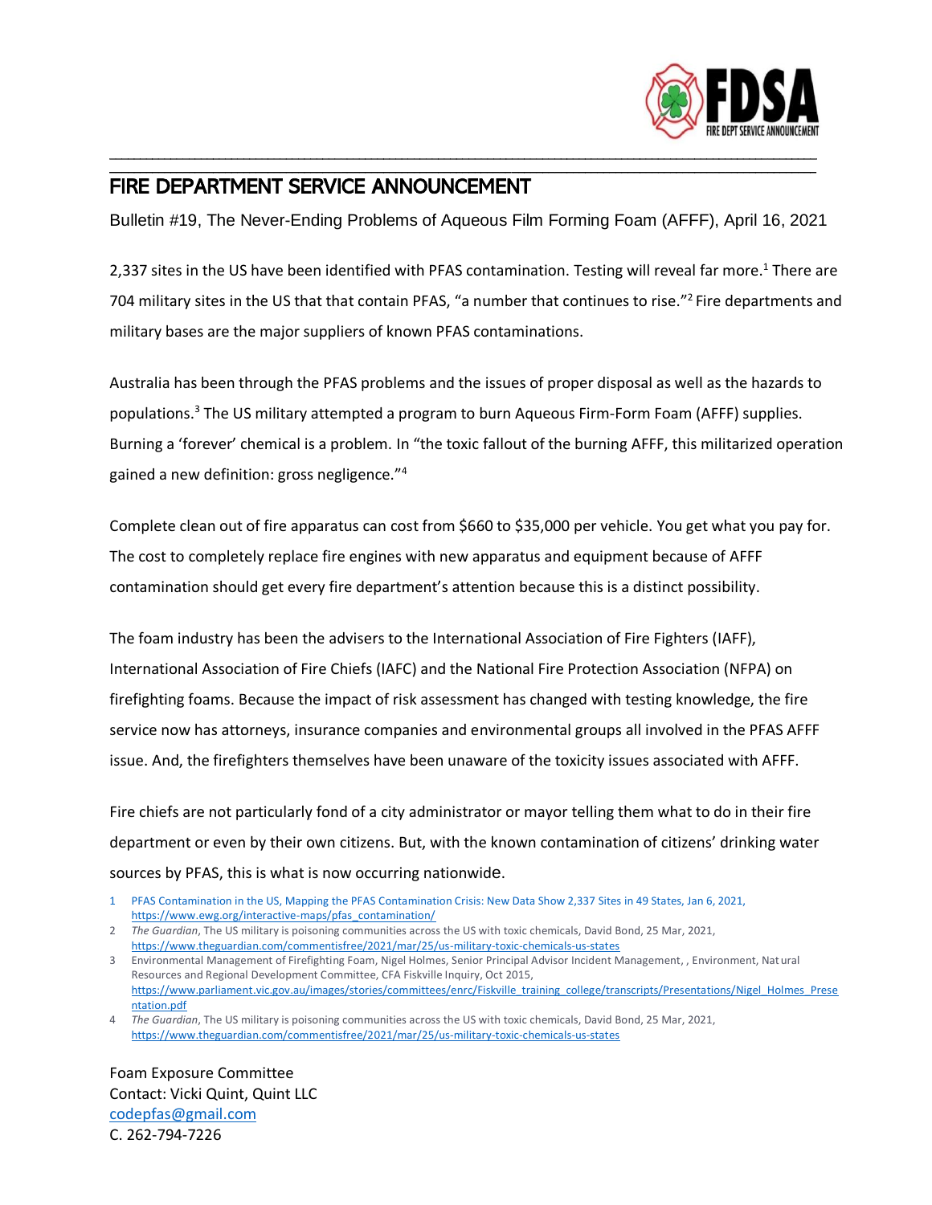# FIRE DEPARTMENT SERVICE ANNOUNCEMENT

Bulletin #19, The Never-Ending Problems of Aqueous Film Forming Foam (AFFF), April 16, 2021

2,337 sites in the US have been identified with PFAS contamination. Testing will reveal far more.[1] There are 704 military sites in the US that that contain PFAS, "a number that continues to rise."[2] Fire departments and military bases are the major suppliers of known PFAS contaminations.

Australia has been through the PFAS problems and the issues of proper disposal as well as the hazards to populations.[3] The US military attempted a program to burn Aqueous Firm-Form Foam (AFFF) supplies. Burning a 'forever' chemical is a problem. In "the toxic fallout of the burning AFFF, this militarized operation gained a new definition: gross negligence."[4]

Complete clean out of fire apparatus can cost from $660 to $35,000 per vehicle. You get what you pay for. The cost to completely replace fire engines with new apparatus and equipment because of AFFF contamination should get every fire department's attention because this is a distinct possibility.

The foam industry has been the advisers to the International Association of Fire Fighters (IAFF), International Association of Fire Chiefs (IAFC) and the National Fire Protection Association (NFPA) on firefighting foams. Because the impact of risk assessment has changed with testing knowledge, the fire service now has attorneys, insurance companies and environmental groups all involved in the PFAS AFFF issue. And, the firefighters themselves have been unaware of the toxicity issues associated with AFFF.

Fire chiefs are not particularly fond of a city administrator or mayor telling them what to do in their fire department or even by their own citizens. But, with the known contamination of citizens' drinking water sources by PFAS, this is what is now occurring nationwide.

1 PFAS Contamination in the US, Mapping the PFAS Contamination Crisis: New Data Show 2,337 Sites in 49 States, Jan 6, 2021, https://www.ewg.org/interactive-maps/pfas_contamination/

2 *The Guardian*, The US military is poisoning communities across the US with toxic chemicals, David Bond, 25 Mar, 2021, https://www.theguardian.com/commentisfree/2021/mar/25/us-military-toxic-chemicals-us-states

3 Environmental Management of Firefighting Foam, Nigel Holmes, Senior Principal Advisor Incident Management, , Environment, Natural Resources and Regional Development Committee, CFA Fiskville Inquiry, Oct 2015, https://www.parliament.vic.gov.au/images/stories/committees/enrc/Fiskville_training_college/transcripts/Presentations/Nigel_Holmes_Presentation.pdf

4 *The Guardian*, The US military is poisoning communities across the US with toxic chemicals, David Bond, 25 Mar, 2021, https://www.theguardian.com/commentisfree/2021/mar/25/us-military-toxic-chemicals-us-states

Foam Exposure Committee
Contact: Vicki Quint, Quint LLC
codepfas@gmail.com
C. 262-794-7226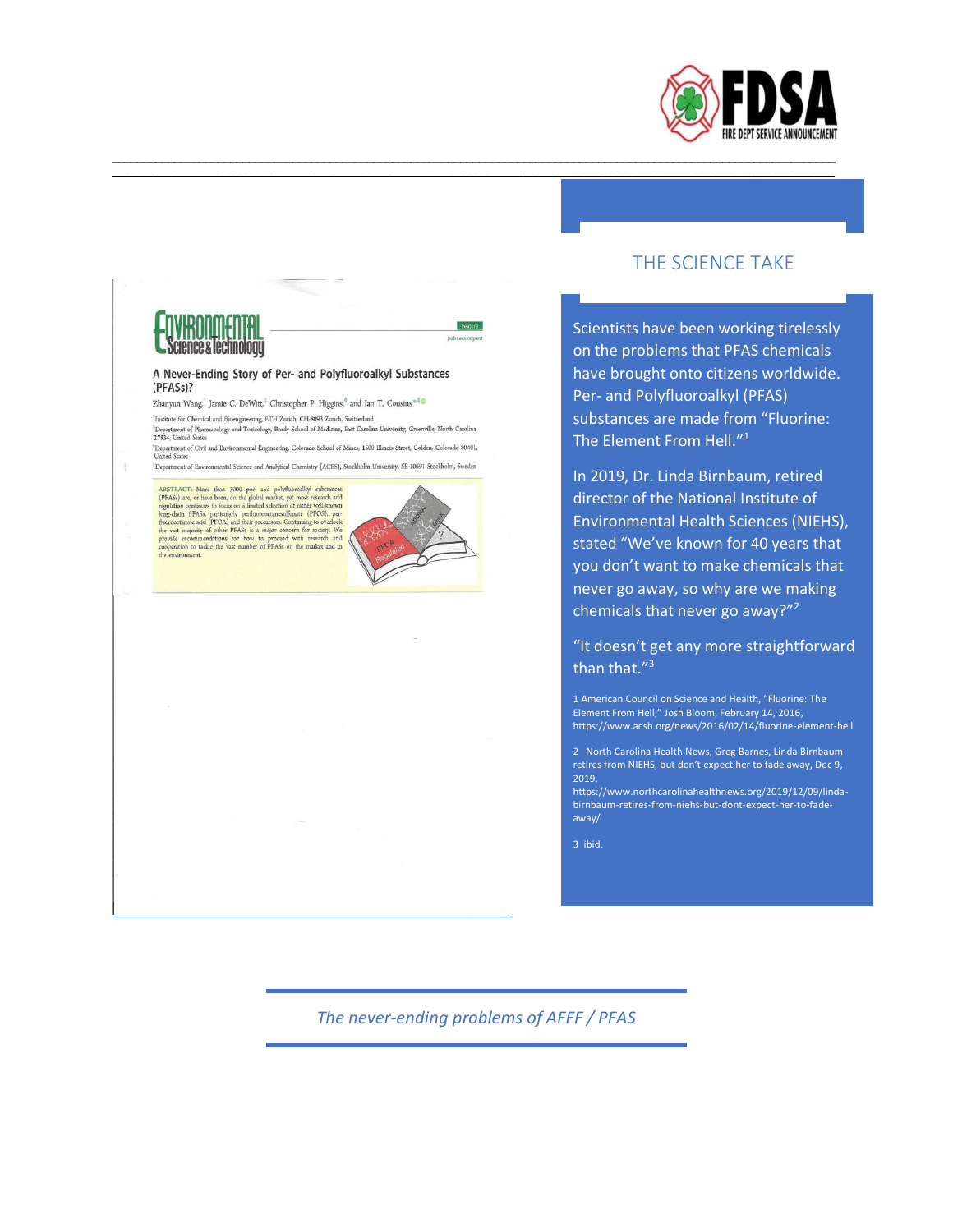A Never-Ending Story of Per- and Polyfluoroalkyl Substances (PFASs)?

Zhanyun Wang,[†] Jamie C. DeWitt,[‡] Christopher P. Higgins,[§] and Ian T. Cousins[*,∥]

[†]Institute for Chemical and Bioengineering, ETH Zurich, CH-8093 Zurich, Switzerland

[‡]Department of Pharmacology and Toxicology, Brody School of Medicine, East Carolina University, Greenville, North Carolina 27834, United States

[§]Department of Civil and Environmental Engineering, Colorado School of Mines, 1500 Illinois Street, Golden, Colorado 80401, United States

[∥]Department of Environmental Science and Analytical Chemistry (ACES), Stockholm University, SE-10691 Stockholm, Sweden

ABSTRACT: More than 3000 per- and polyfluoroalkyl substances (PFASs) are, or have been, on the global market, yet most research and regulation continues to focus on a limited selection of rather well-known long-chain PFASs, particularly perfluorooctanesulfonate (PFOS), perfluorooctanoic acid (PFOA) and their precursors. Continuing to overlook the vast majority of other PFASs is a major concern for society. We provide recommendations for how to proceed with research and cooperation to tackle the vast number of PFASs on the market and in the environment.

## THE SCIENCE TAKE

Scientists have been working tirelessly on the problems that PFAS chemicals have brought onto citizens worldwide. Per- and Polyfluoroalkyl (PFAS) substances are made from "Fluorine: The Element From Hell."[1]

In 2019, Dr. Linda Birnbaum, retired director of the National Institute of Environmental Health Sciences (NIEHS), stated "We've known for 40 years that you don't want to make chemicals that never go away, so why are we making chemicals that never go away?"[2]

"It doesn't get any more straightforward than that."[3]

1 American Council on Science and Health, "Fluorine: The Element From Hell," Josh Bloom, February 14, 2016, https://www.acsh.org/news/2016/02/14/fluorine-element-hell

2 North Carolina Health News, Greg Barnes, Linda Birnbaum retires from NIEHS, but don't expect her to fade away, Dec 9, 2019, https://www.northcarolinahealthnews.org/2019/12/09/linda-birnbaum-retires-from-niehs-but-dont-expect-her-to-fade-away/

3 ibid.

*The never-ending problems of AFFF / PFAS*